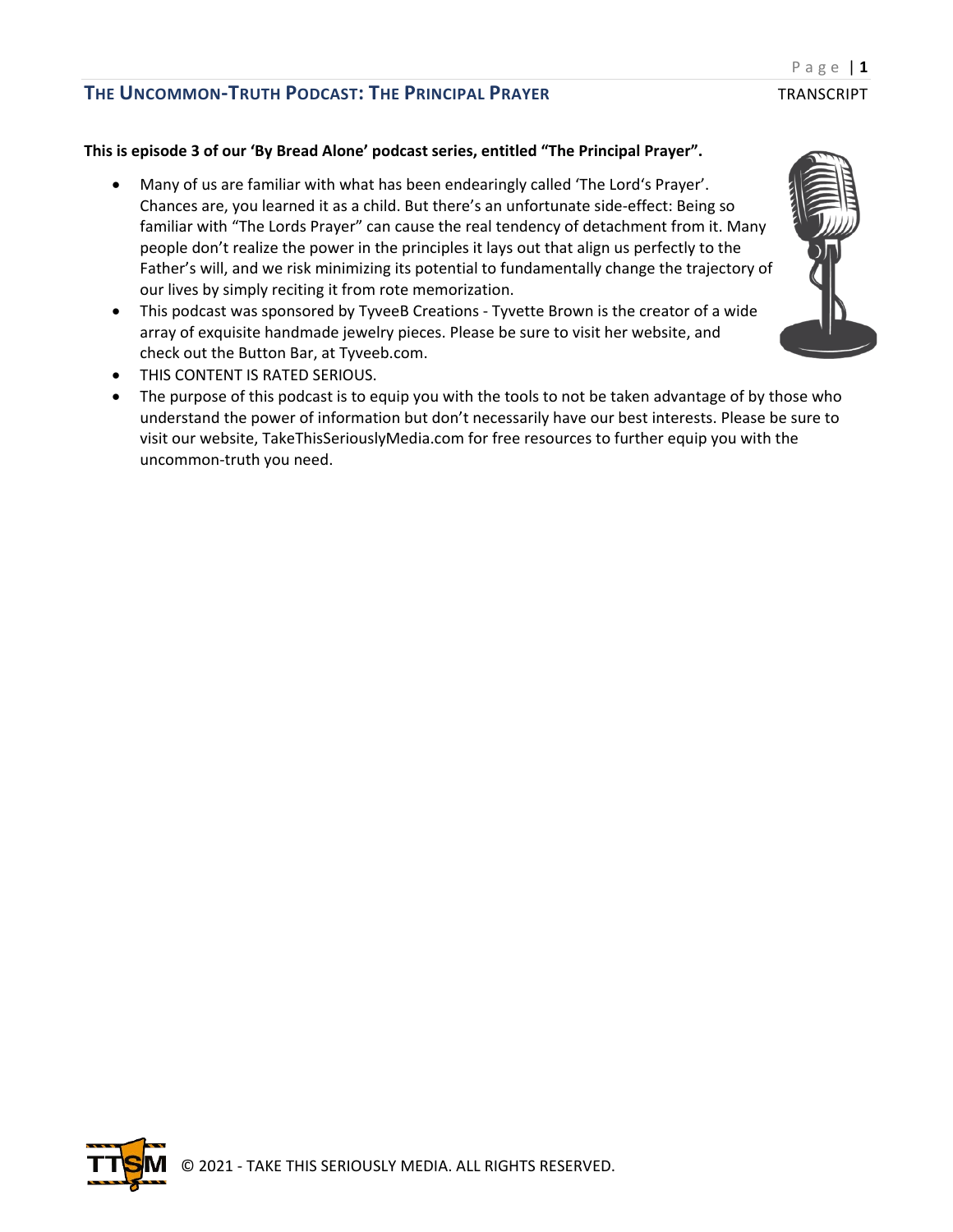**This is episode 3 of our 'By Bread Alone' podcast series, entitled "The Principal Prayer".**

- Many of us are familiar with what has been endearingly called 'The Lord's Prayer'. Chances are, you learned it as a child. But there's an unfortunate side-effect: Being so familiar with "The Lords Prayer" can cause the real tendency of detachment from it. Many people don't realize the power in the principles it lays out that align us perfectly to the Father's will, and we risk minimizing its potential to fundamentally change the trajectory of our lives by simply reciting it from rote memorization.
- This podcast was sponsored by TyveeB Creations - Tyvette Brown is the creator of a wide array of exquisite handmade jewelry pieces. Please be sure to visit her website, and check out the Button Bar, at Tyveeb.com.
- THIS CONTENT IS RATED SERIOUS.
- The purpose of this podcast is to equip you with the tools to not be taken advantage of by those who understand the power of information but don't necessarily have our best interests. Please be sure to visit our website, TakeThisSeriouslyMedia.com for free resources to further equip you with the uncommon-truth you need.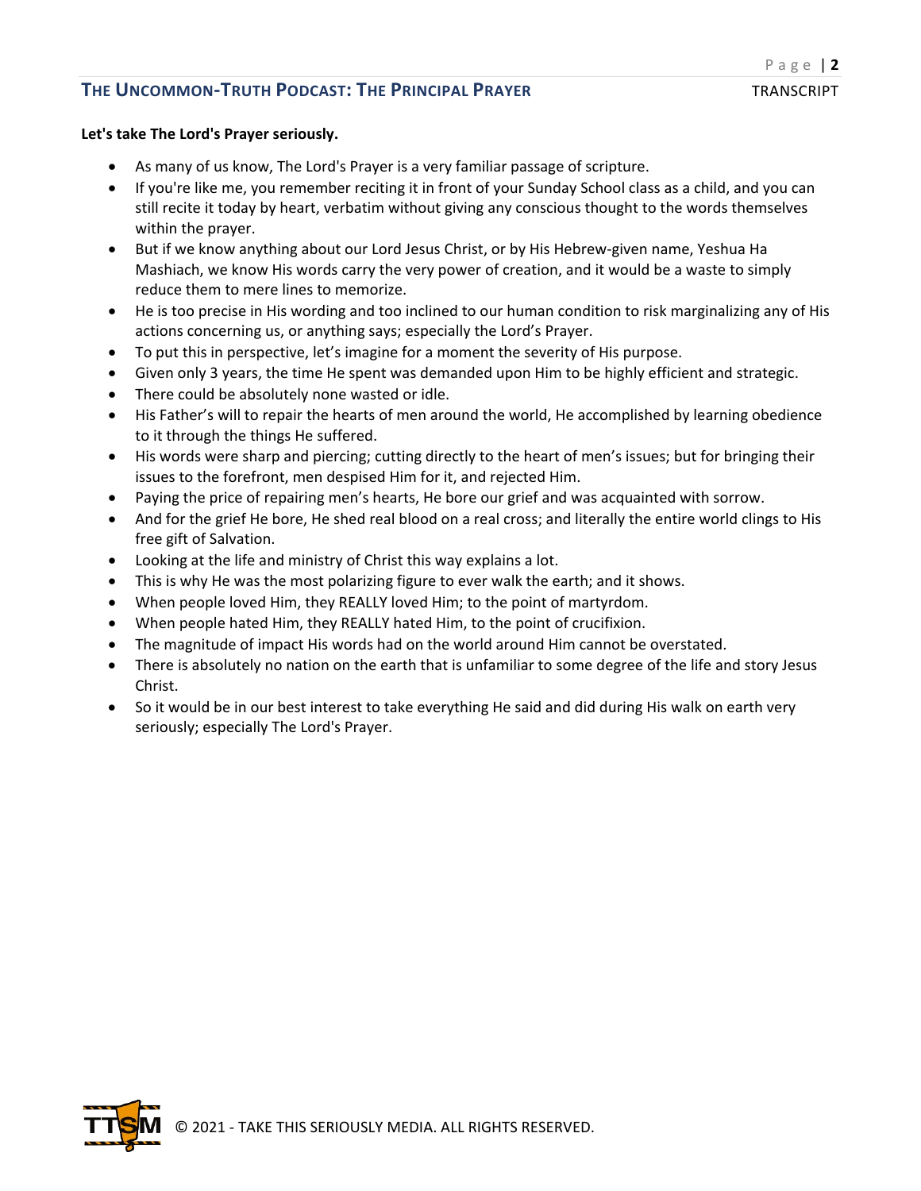**Let's take The Lord's Prayer seriously.**

- As many of us know, The Lord's Prayer is a very familiar passage of scripture.
- If you're like me, you remember reciting it in front of your Sunday School class as a child, and you can still recite it today by heart, verbatim without giving any conscious thought to the words themselves within the prayer.
- But if we know anything about our Lord Jesus Christ, or by His Hebrew-given name, Yeshua Ha Mashiach, we know His words carry the very power of creation, and it would be a waste to simply reduce them to mere lines to memorize.
- He is too precise in His wording and too inclined to our human condition to risk marginalizing any of His actions concerning us, or anything says; especially the Lord's Prayer.
- To put this in perspective, let's imagine for a moment the severity of His purpose.
- Given only 3 years, the time He spent was demanded upon Him to be highly efficient and strategic.
- There could be absolutely none wasted or idle.
- His Father's will to repair the hearts of men around the world, He accomplished by learning obedience to it through the things He suffered.
- His words were sharp and piercing; cutting directly to the heart of men's issues; but for bringing their issues to the forefront, men despised Him for it, and rejected Him.
- Paying the price of repairing men's hearts, He bore our grief and was acquainted with sorrow.
- And for the grief He bore, He shed real blood on a real cross; and literally the entire world clings to His free gift of Salvation.
- Looking at the life and ministry of Christ this way explains a lot.
- This is why He was the most polarizing figure to ever walk the earth; and it shows.
- When people loved Him, they REALLY loved Him; to the point of martyrdom.
- When people hated Him, they REALLY hated Him, to the point of crucifixion.
- The magnitude of impact His words had on the world around Him cannot be overstated.
- There is absolutely no nation on the earth that is unfamiliar to some degree of the life and story Jesus Christ.
- So it would be in our best interest to take everything He said and did during His walk on earth very seriously; especially The Lord's Prayer.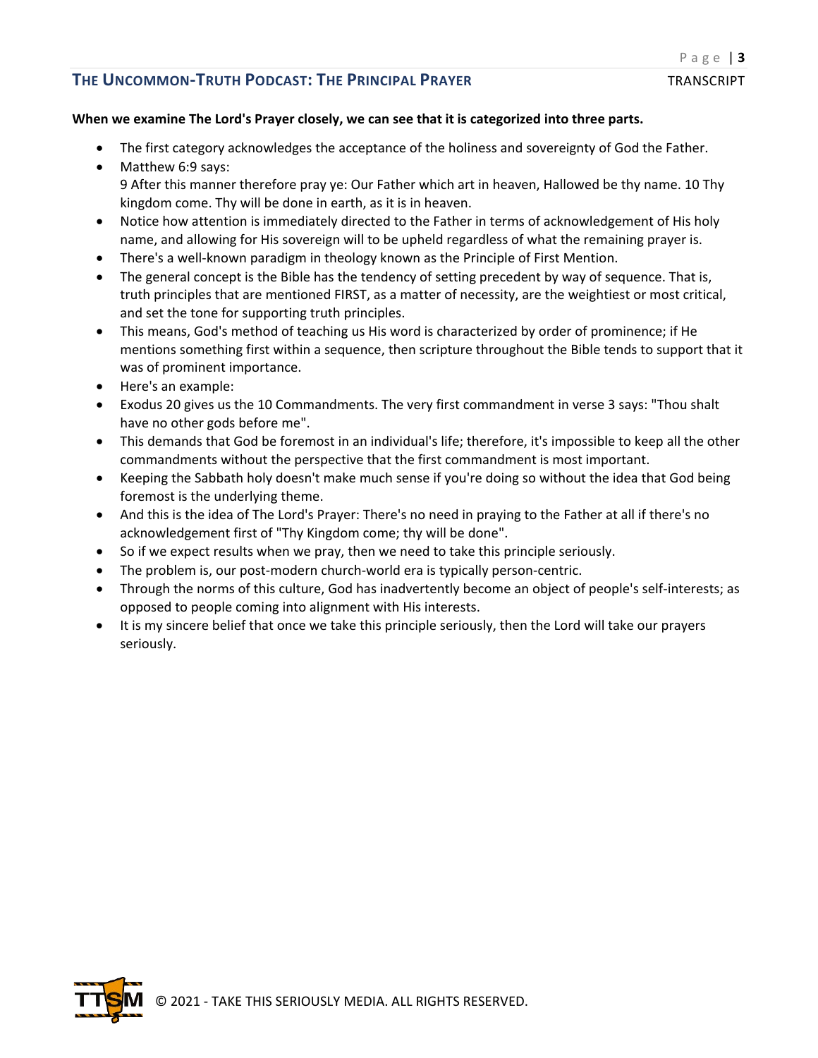**When we examine The Lord's Prayer closely, we can see that it is categorized into three parts.**

- The first category acknowledges the acceptance of the holiness and sovereignty of God the Father.
- Matthew 6:9 says:
  9 After this manner therefore pray ye: Our Father which art in heaven, Hallowed be thy name. 10 Thy kingdom come. Thy will be done in earth, as it is in heaven.
- Notice how attention is immediately directed to the Father in terms of acknowledgement of His holy name, and allowing for His sovereign will to be upheld regardless of what the remaining prayer is.
- There's a well-known paradigm in theology known as the Principle of First Mention.
- The general concept is the Bible has the tendency of setting precedent by way of sequence. That is, truth principles that are mentioned FIRST, as a matter of necessity, are the weightiest or most critical, and set the tone for supporting truth principles.
- This means, God's method of teaching us His word is characterized by order of prominence; if He mentions something first within a sequence, then scripture throughout the Bible tends to support that it was of prominent importance.
- Here's an example:
- Exodus 20 gives us the 10 Commandments. The very first commandment in verse 3 says: "Thou shalt have no other gods before me".
- This demands that God be foremost in an individual's life; therefore, it's impossible to keep all the other commandments without the perspective that the first commandment is most important.
- Keeping the Sabbath holy doesn't make much sense if you're doing so without the idea that God being foremost is the underlying theme.
- And this is the idea of The Lord's Prayer: There's no need in praying to the Father at all if there's no acknowledgement first of "Thy Kingdom come; thy will be done".
- So if we expect results when we pray, then we need to take this principle seriously.
- The problem is, our post-modern church-world era is typically person-centric.
- Through the norms of this culture, God has inadvertently become an object of people's self-interests; as opposed to people coming into alignment with His interests.
- It is my sincere belief that once we take this principle seriously, then the Lord will take our prayers seriously.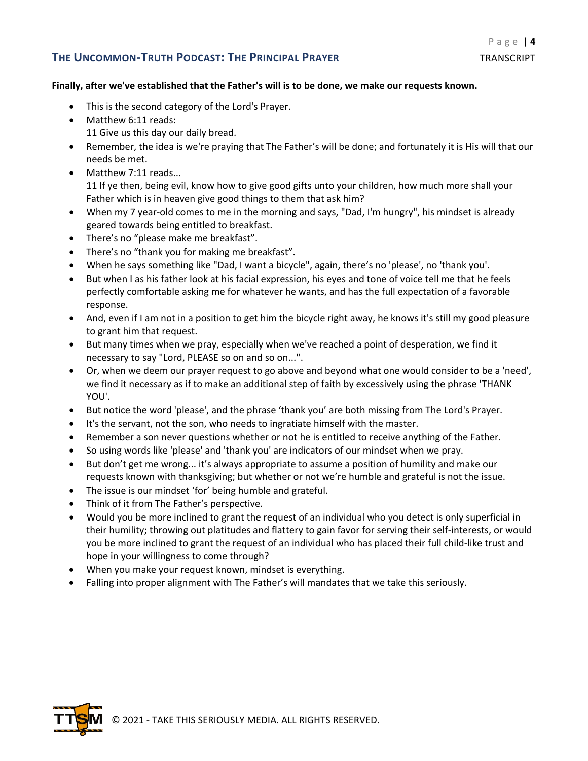**Finally, after we've established that the Father's will is to be done, we make our requests known.**

- This is the second category of the Lord's Prayer.
- Matthew 6:11 reads:
  11 Give us this day our daily bread.
- Remember, the idea is we're praying that The Father's will be done; and fortunately it is His will that our needs be met.
- Matthew 7:11 reads...
  11 If ye then, being evil, know how to give good gifts unto your children, how much more shall your Father which is in heaven give good things to them that ask him?
- When my 7 year-old comes to me in the morning and says, "Dad, I'm hungry", his mindset is already geared towards being entitled to breakfast.
- There's no "please make me breakfast".
- There's no "thank you for making me breakfast".
- When he says something like "Dad, I want a bicycle", again, there's no 'please', no 'thank you'.
- But when I as his father look at his facial expression, his eyes and tone of voice tell me that he feels perfectly comfortable asking me for whatever he wants, and has the full expectation of a favorable response.
- And, even if I am not in a position to get him the bicycle right away, he knows it's still my good pleasure to grant him that request.
- But many times when we pray, especially when we've reached a point of desperation, we find it necessary to say "Lord, PLEASE so on and so on...".
- Or, when we deem our prayer request to go above and beyond what one would consider to be a 'need', we find it necessary as if to make an additional step of faith by excessively using the phrase 'THANK YOU'.
- But notice the word 'please', and the phrase 'thank you' are both missing from The Lord's Prayer.
- It's the servant, not the son, who needs to ingratiate himself with the master.
- Remember a son never questions whether or not he is entitled to receive anything of the Father.
- So using words like 'please' and 'thank you' are indicators of our mindset when we pray.
- But don't get me wrong... it's always appropriate to assume a position of humility and make our requests known with thanksgiving; but whether or not we're humble and grateful is not the issue.
- The issue is our mindset 'for' being humble and grateful.
- Think of it from The Father's perspective.
- Would you be more inclined to grant the request of an individual who you detect is only superficial in their humility; throwing out platitudes and flattery to gain favor for serving their self-interests, or would you be more inclined to grant the request of an individual who has placed their full child-like trust and hope in your willingness to come through?
- When you make your request known, mindset is everything.
- Falling into proper alignment with The Father's will mandates that we take this seriously.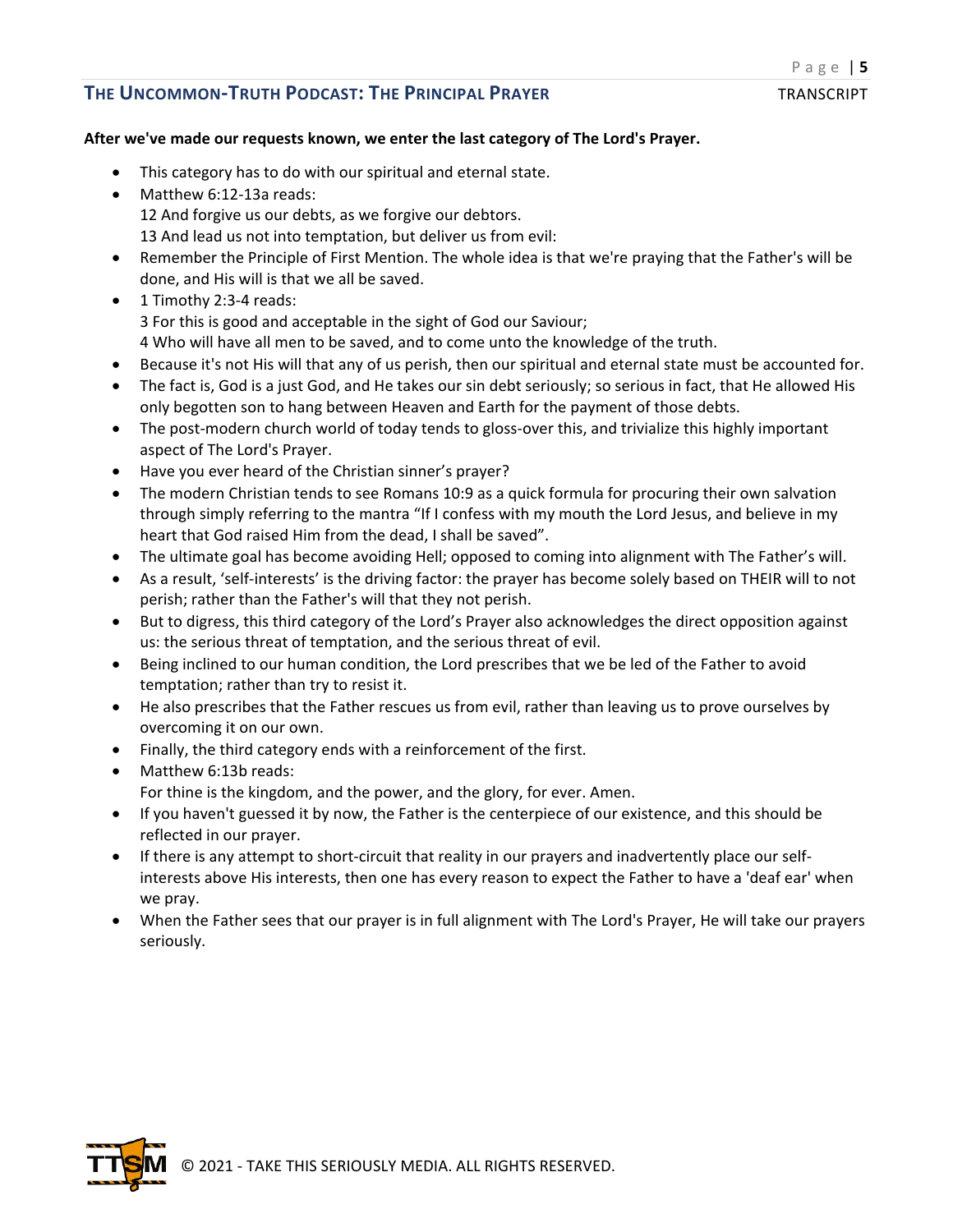**After we've made our requests known, we enter the last category of The Lord's Prayer.**

- This category has to do with our spiritual and eternal state.
- Matthew 6:12-13a reads:
  12 And forgive us our debts, as we forgive our debtors.
  13 And lead us not into temptation, but deliver us from evil:
- Remember the Principle of First Mention. The whole idea is that we're praying that the Father's will be done, and His will is that we all be saved.
- 1 Timothy 2:3-4 reads:
  3 For this is good and acceptable in the sight of God our Saviour;
  4 Who will have all men to be saved, and to come unto the knowledge of the truth.
- Because it's not His will that any of us perish, then our spiritual and eternal state must be accounted for.
- The fact is, God is a just God, and He takes our sin debt seriously; so serious in fact, that He allowed His only begotten son to hang between Heaven and Earth for the payment of those debts.
- The post-modern church world of today tends to gloss-over this, and trivialize this highly important aspect of The Lord's Prayer.
- Have you ever heard of the Christian sinner's prayer?
- The modern Christian tends to see Romans 10:9 as a quick formula for procuring their own salvation through simply referring to the mantra "If I confess with my mouth the Lord Jesus, and believe in my heart that God raised Him from the dead, I shall be saved".
- The ultimate goal has become avoiding Hell; opposed to coming into alignment with The Father's will.
- As a result, 'self-interests' is the driving factor: the prayer has become solely based on THEIR will to not perish; rather than the Father's will that they not perish.
- But to digress, this third category of the Lord's Prayer also acknowledges the direct opposition against us: the serious threat of temptation, and the serious threat of evil.
- Being inclined to our human condition, the Lord prescribes that we be led of the Father to avoid temptation; rather than try to resist it.
- He also prescribes that the Father rescues us from evil, rather than leaving us to prove ourselves by overcoming it on our own.
- Finally, the third category ends with a reinforcement of the first.
- Matthew 6:13b reads:
  For thine is the kingdom, and the power, and the glory, for ever. Amen.
- If you haven't guessed it by now, the Father is the centerpiece of our existence, and this should be reflected in our prayer.
- If there is any attempt to short-circuit that reality in our prayers and inadvertently place our self-interests above His interests, then one has every reason to expect the Father to have a 'deaf ear' when we pray.
- When the Father sees that our prayer is in full alignment with The Lord's Prayer, He will take our prayers seriously.

© 2021 - TAKE THIS SERIOUSLY MEDIA. ALL RIGHTS RESERVED.